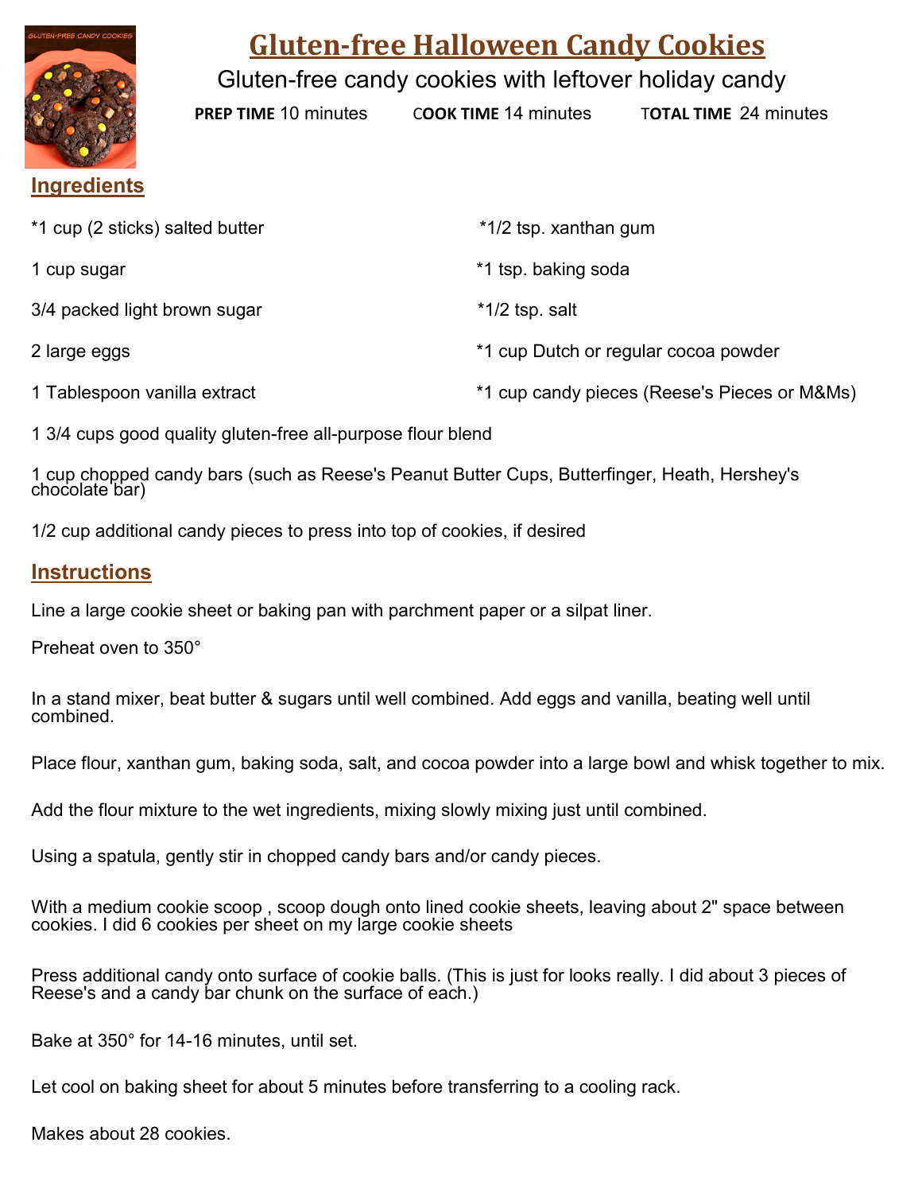# Gluten-free Halloween Candy Cookies

Gluten-free candy cookies with leftover holiday candy

**PREP TIME** 10 minutes **COOK TIME** 14 minutes **TOTAL TIME** 24 minutes

## Ingredients

*1 cup (2 sticks) salted butter

1 cup sugar

3/4 packed light brown sugar

2 large eggs

1 Tablespoon vanilla extract

*1/2 tsp. xanthan gum

*1 tsp. baking soda

*1/2 tsp. salt

*1 cup Dutch or regular cocoa powder

*1 cup candy pieces (Reese's Pieces or M&Ms)

1 3/4 cups good quality gluten-free all-purpose flour blend

1 cup chopped candy bars (such as Reese's Peanut Butter Cups, Butterfinger, Heath, Hershey's chocolate bar)

1/2 cup additional candy pieces to press into top of cookies, if desired

## Instructions

Line a large cookie sheet or baking pan with parchment paper or a silpat liner.

Preheat oven to 350°

In a stand mixer, beat butter & sugars until well combined. Add eggs and vanilla, beating well until combined.

Place flour, xanthan gum, baking soda, salt, and cocoa powder into a large bowl and whisk together to mix.

Add the flour mixture to the wet ingredients, mixing slowly mixing just until combined.

Using a spatula, gently stir in chopped candy bars and/or candy pieces.

With a medium cookie scoop , scoop dough onto lined cookie sheets, leaving about 2" space between cookies. I did 6 cookies per sheet on my large cookie sheets

Press additional candy onto surface of cookie balls. (This is just for looks really. I did about 3 pieces of Reese's and a candy bar chunk on the surface of each.)

Bake at 350° for 14-16 minutes, until set.

Let cool on baking sheet for about 5 minutes before transferring to a cooling rack.

Makes about 28 cookies.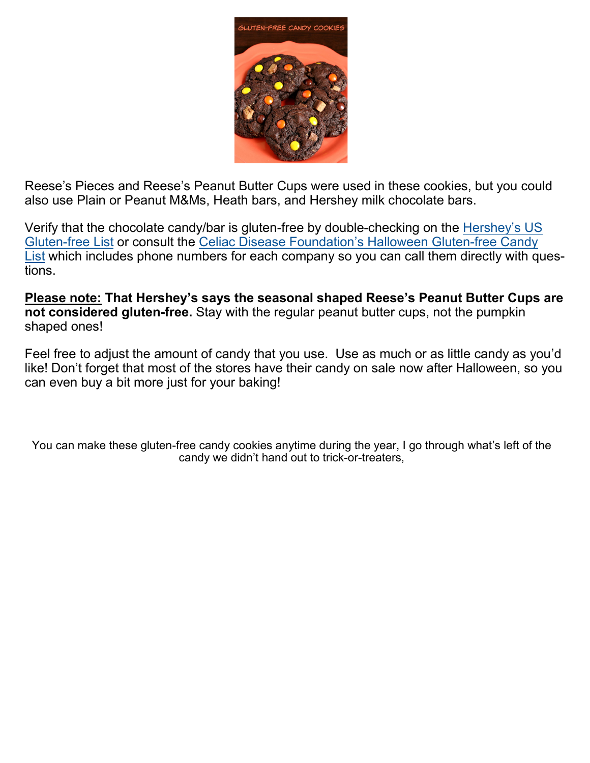Reese's Pieces and Reese's Peanut Butter Cups were used in these cookies, but you could also use Plain or Peanut M&Ms, Heath bars, and Hershey milk chocolate bars.

Verify that the chocolate candy/bar is gluten-free by double-checking on the Hershey's US Gluten-free List or consult the Celiac Disease Foundation's Halloween Gluten-free Candy List which includes phone numbers for each company so you can call them directly with questions.

**Please note: That Hershey's says the seasonal shaped Reese's Peanut Butter Cups are not considered gluten-free.** Stay with the regular peanut butter cups, not the pumpkin shaped ones!

Feel free to adjust the amount of candy that you use. Use as much or as little candy as you'd like! Don't forget that most of the stores have their candy on sale now after Halloween, so you can even buy a bit more just for your baking!

You can make these gluten-free candy cookies anytime during the year, I go through what's left of the candy we didn't hand out to trick-or-treaters,